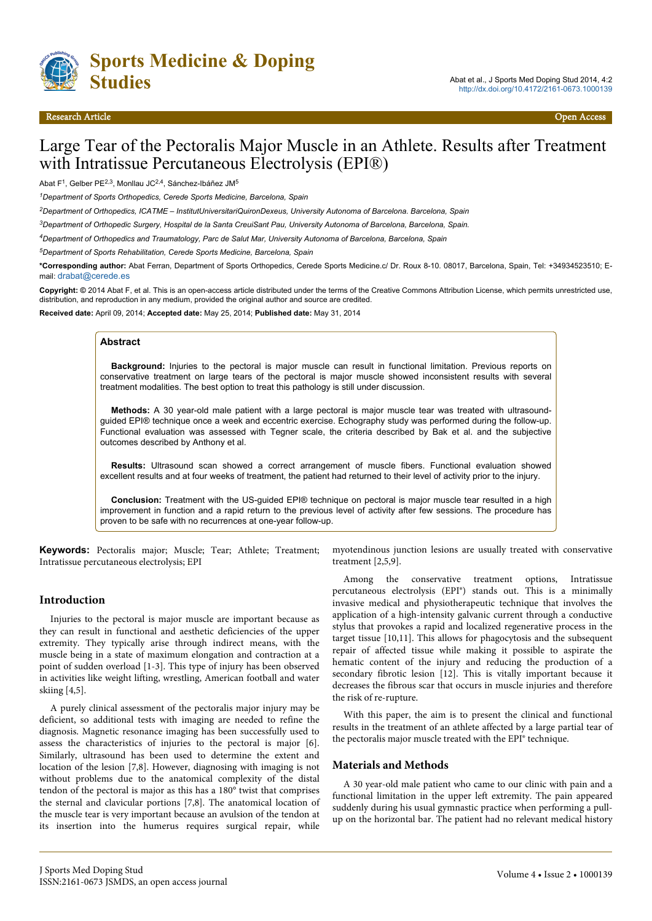# Large Tear of the Pectoralis Major Muscle in an Athlete. Results after Treatment with Intratissue Percutaneous Electrolysis (EPI®)

Abat F[1], Gelber PE[2,3], Monllau JC[2,4], Sánchez-Ibáñez JM[5]

[1]*Department of Sports Orthopedics, Cerede Sports Medicine, Barcelona, Spain*

[2]*Department of Orthopedics, ICATME – InstitutUniversitariQuironDexeus, University Autonoma of Barcelona. Barcelona, Spain*

[3]*Department of Orthopedic Surgery, Hospital de la Santa CreuiSant Pau, University Autonoma of Barcelona, Barcelona, Spain.*

[4]*Department of Orthopedics and Traumatology, Parc de Salut Mar, University Autonoma of Barcelona, Barcelona, Spain*

[5]*Department of Sports Rehabilitation, Cerede Sports Medicine, Barcelona, Spain*

**\*Corresponding author:** Abat Ferran, Department of Sports Orthopedics, Cerede Sports Medicine.c/ Dr. Roux 8-10. 08017, Barcelona, Spain, Tel: +34934523510; E-mail: drabat@cerede.es

**Copyright: ©** 2014 Abat F, et al. This is an open-access article distributed under the terms of the Creative Commons Attribution License, which permits unrestricted use, distribution, and reproduction in any medium, provided the original author and source are credited.

**Received date:** April 09, 2014; **Accepted date:** May 25, 2014; **Published date:** May 31, 2014

## Abstract

**Background:** Injuries to the pectoral is major muscle can result in functional limitation. Previous reports on conservative treatment on large tears of the pectoral is major muscle showed inconsistent results with several treatment modalities. The best option to treat this pathology is still under discussion.

**Methods:** A 30 year-old male patient with a large pectoral is major muscle tear was treated with ultrasound-guided EPI® technique once a week and eccentric exercise. Echography study was performed during the follow-up. Functional evaluation was assessed with Tegner scale, the criteria described by Bak et al. and the subjective outcomes described by Anthony et al.

**Results:** Ultrasound scan showed a correct arrangement of muscle fibers. Functional evaluation showed excellent results and at four weeks of treatment, the patient had returned to their level of activity prior to the injury.

**Conclusion:** Treatment with the US-guided EPI® technique on pectoral is major muscle tear resulted in a high improvement in function and a rapid return to the previous level of activity after few sessions. The procedure has proven to be safe with no recurrences at one-year follow-up.

**Keywords:** Pectoralis major; Muscle; Tear; Athlete; Treatment; Intratissue percutaneous electrolysis; EPI

## Introduction

Injuries to the pectoral is major muscle are important because as they can result in functional and aesthetic deficiencies of the upper extremity. They typically arise through indirect means, with the muscle being in a state of maximum elongation and contraction at a point of sudden overload [1-3]. This type of injury has been observed in activities like weight lifting, wrestling, American football and water skiing [4,5].

A purely clinical assessment of the pectoralis major injury may be deficient, so additional tests with imaging are needed to refine the diagnosis. Magnetic resonance imaging has been successfully used to assess the characteristics of injuries to the pectoral is major [6]. Similarly, ultrasound has been used to determine the extent and location of the lesion [7,8]. However, diagnosing with imaging is not without problems due to the anatomical complexity of the distal tendon of the pectoral is major as this has a 180° twist that comprises the sternal and clavicular portions [7,8]. The anatomical location of the muscle tear is very important because an avulsion of the tendon at its insertion into the humerus requires surgical repair, while myotendinous junction lesions are usually treated with conservative treatment [2,5,9].

Among the conservative treatment options, Intratissue percutaneous electrolysis (EPI®) stands out. This is a minimally invasive medical and physiotherapeutic technique that involves the application of a high-intensity galvanic current through a conductive stylus that provokes a rapid and localized regenerative process in the target tissue [10,11]. This allows for phagocytosis and the subsequent repair of affected tissue while making it possible to aspirate the hematic content of the injury and reducing the production of a secondary fibrotic lesion [12]. This is vitally important because it decreases the fibrous scar that occurs in muscle injuries and therefore the risk of re-rupture.

With this paper, the aim is to present the clinical and functional results in the treatment of an athlete affected by a large partial tear of the pectoralis major muscle treated with the EPI® technique.

## Materials and Methods

A 30 year-old male patient who came to our clinic with pain and a functional limitation in the upper left extremity. The pain appeared suddenly during his usual gymnastic practice when performing a pull-up on the horizontal bar. The patient had no relevant medical history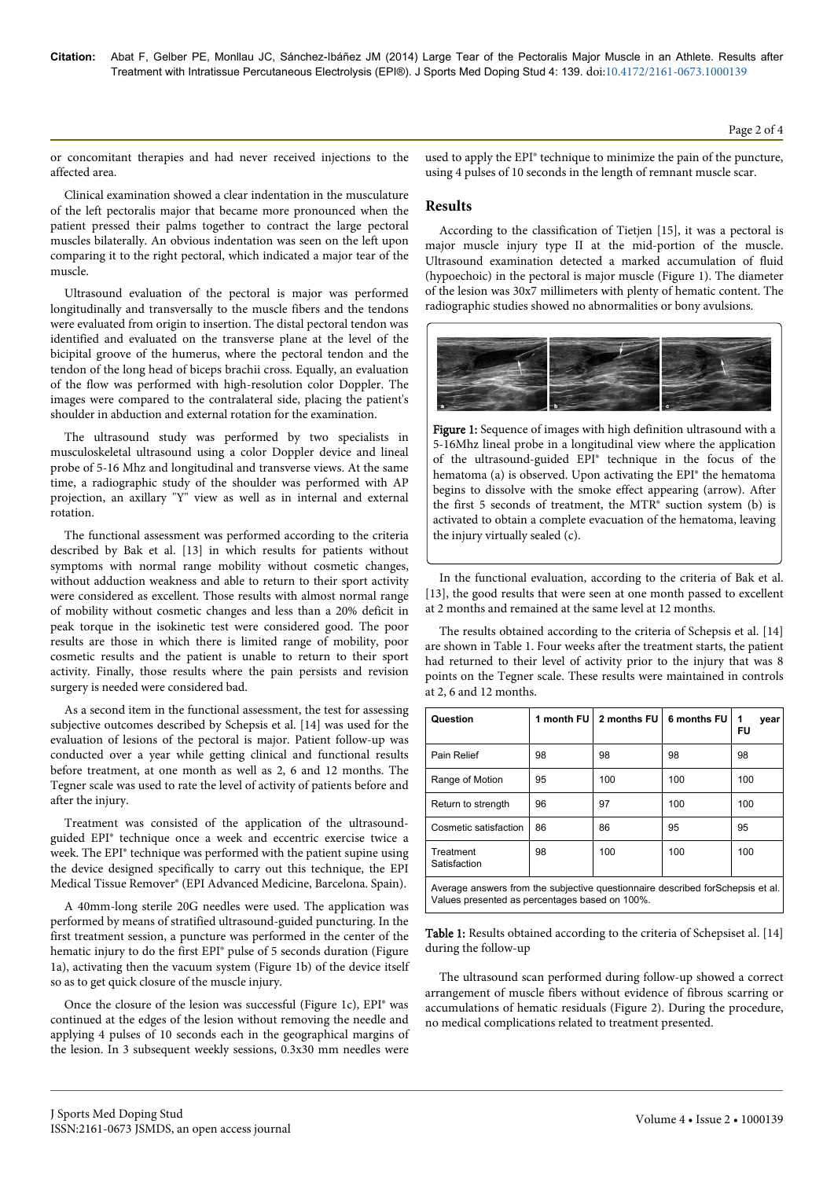or concomitant therapies and had never received injections to the affected area.

Clinical examination showed a clear indentation in the musculature of the left pectoralis major that became more pronounced when the patient pressed their palms together to contract the large pectoral muscles bilaterally. An obvious indentation was seen on the left upon comparing it to the right pectoral, which indicated a major tear of the muscle.

Ultrasound evaluation of the pectoral is major was performed longitudinally and transversally to the muscle fibers and the tendons were evaluated from origin to insertion. The distal pectoral tendon was identified and evaluated on the transverse plane at the level of the bicipital groove of the humerus, where the pectoral tendon and the tendon of the long head of biceps brachii cross. Equally, an evaluation of the flow was performed with high-resolution color Doppler. The images were compared to the contralateral side, placing the patient's shoulder in abduction and external rotation for the examination.

The ultrasound study was performed by two specialists in musculoskeletal ultrasound using a color Doppler device and lineal probe of 5-16 Mhz and longitudinal and transverse views. At the same time, a radiographic study of the shoulder was performed with AP projection, an axillary "Y" view as well as in internal and external rotation.

The functional assessment was performed according to the criteria described by Bak et al. [13] in which results for patients without symptoms with normal range mobility without cosmetic changes, without adduction weakness and able to return to their sport activity were considered as excellent. Those results with almost normal range of mobility without cosmetic changes and less than a 20% deficit in peak torque in the isokinetic test were considered good. The poor results are those in which there is limited range of mobility, poor cosmetic results and the patient is unable to return to their sport activity. Finally, those results where the pain persists and revision surgery is needed were considered bad.

As a second item in the functional assessment, the test for assessing subjective outcomes described by Schepsis et al. [14] was used for the evaluation of lesions of the pectoral is major. Patient follow-up was conducted over a year while getting clinical and functional results before treatment, at one month as well as 2, 6 and 12 months. The Tegner scale was used to rate the level of activity of patients before and after the injury.

Treatment was consisted of the application of the ultrasound-guided EPI® technique once a week and eccentric exercise twice a week. The EPI® technique was performed with the patient supine using the device designed specifically to carry out this technique, the EPI Medical Tissue Remover® (EPI Advanced Medicine, Barcelona. Spain).

A 40mm-long sterile 20G needles were used. The application was performed by means of stratified ultrasound-guided puncturing. In the first treatment session, a puncture was performed in the center of the hematic injury to do the first EPI® pulse of 5 seconds duration (Figure 1a), activating then the vacuum system (Figure 1b) of the device itself so as to get quick closure of the muscle injury.

Once the closure of the lesion was successful (Figure 1c), EPI® was continued at the edges of the lesion without removing the needle and applying 4 pulses of 10 seconds each in the geographical margins of the lesion. In 3 subsequent weekly sessions, 0.3x30 mm needles were used to apply the EPI® technique to minimize the pain of the puncture, using 4 pulses of 10 seconds in the length of remnant muscle scar.

## Results

According to the classification of Tietjen [15], it was a pectoral is major muscle injury type II at the mid-portion of the muscle. Ultrasound examination detected a marked accumulation of fluid (hypoechoic) in the pectoral is major muscle (Figure 1). The diameter of the lesion was 30x7 millimeters with plenty of hematic content. The radiographic studies showed no abnormalities or bony avulsions.

**Figure 1:** Sequence of images with high definition ultrasound with a 5-16Mhz lineal probe in a longitudinal view where the application of the ultrasound-guided EPI® technique in the focus of the hematoma (a) is observed. Upon activating the EPI® the hematoma begins to dissolve with the smoke effect appearing (arrow). After the first 5 seconds of treatment, the MTR® suction system (b) is activated to obtain a complete evacuation of the hematoma, leaving the injury virtually sealed (c).

In the functional evaluation, according to the criteria of Bak et al. [13], the good results that were seen at one month passed to excellent at 2 months and remained at the same level at 12 months.

The results obtained according to the criteria of Schepsis et al. [14] are shown in Table 1. Four weeks after the treatment starts, the patient had returned to their level of activity prior to the injury that was 8 points on the Tegner scale. These results were maintained in controls at 2, 6 and 12 months.

| Question | 1 month FU | 2 months FU | 6 months FU | 1 year FU |
|---|---|---|---|---|
| Pain Relief | 98 | 98 | 98 | 98 |
| Range of Motion | 95 | 100 | 100 | 100 |
| Return to strength | 96 | 97 | 100 | 100 |
| Cosmetic satisfaction | 86 | 86 | 95 | 95 |
| Treatment Satisfaction | 98 | 100 | 100 | 100 |

Average answers from the subjective questionnaire described forSchepsis et al. Values presented as percentages based on 100%.

**Table 1:** Results obtained according to the criteria of Schepsiset al. [14] during the follow-up

The ultrasound scan performed during follow-up showed a correct arrangement of muscle fibers without evidence of fibrous scarring or accumulations of hematic residuals (Figure 2). During the procedure, no medical complications related to treatment presented.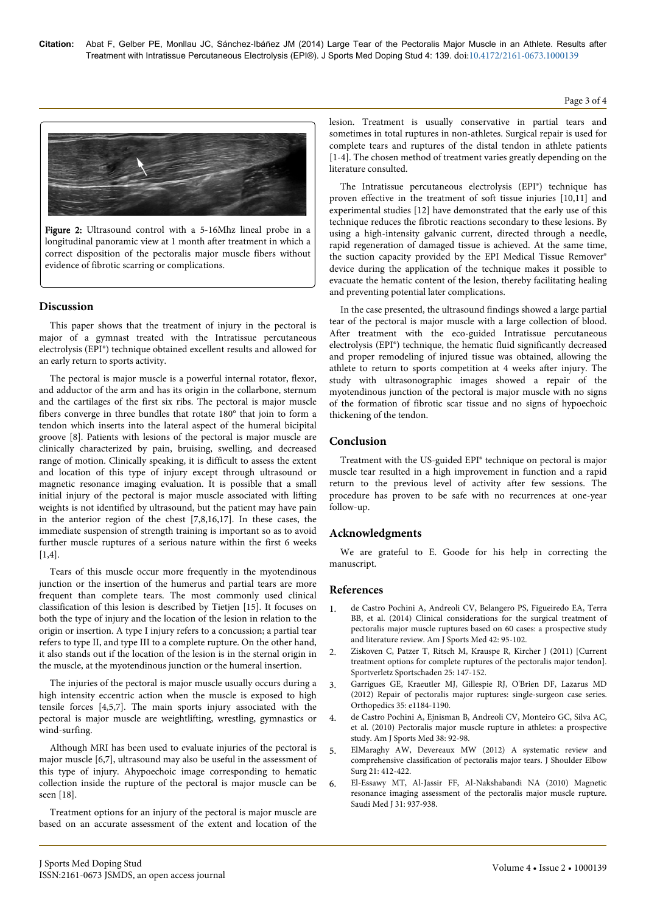Figure 2: Ultrasound control with a 5-16Mhz lineal probe in a longitudinal panoramic view at 1 month after treatment in which a correct disposition of the pectoralis major muscle fibers without evidence of fibrotic scarring or complications.

## Discussion

This paper shows that the treatment of injury in the pectoral is major of a gymnast treated with the Intratissue percutaneous electrolysis (EPI®) technique obtained excellent results and allowed for an early return to sports activity.

The pectoral is major muscle is a powerful internal rotator, flexor, and adductor of the arm and has its origin in the collarbone, sternum and the cartilages of the first six ribs. The pectoral is major muscle fibers converge in three bundles that rotate 180º that join to form a tendon which inserts into the lateral aspect of the humeral bicipital groove [8]. Patients with lesions of the pectoral is major muscle are clinically characterized by pain, bruising, swelling, and decreased range of motion. Clinically speaking, it is difficult to assess the extent and location of this type of injury except through ultrasound or magnetic resonance imaging evaluation. It is possible that a small initial injury of the pectoral is major muscle associated with lifting weights is not identified by ultrasound, but the patient may have pain in the anterior region of the chest [7,8,16,17]. In these cases, the immediate suspension of strength training is important so as to avoid further muscle ruptures of a serious nature within the first 6 weeks [1,4].

Tears of this muscle occur more frequently in the myotendinous junction or the insertion of the humerus and partial tears are more frequent than complete tears. The most commonly used clinical classification of this lesion is described by Tietjen [15]. It focuses on both the type of injury and the location of the lesion in relation to the origin or insertion. A type I injury refers to a concussion; a partial tear refers to type II, and type III to a complete rupture. On the other hand, it also stands out if the location of the lesion is in the sternal origin in the muscle, at the myotendinous junction or the humeral insertion.

The injuries of the pectoral is major muscle usually occurs during a high intensity eccentric action when the muscle is exposed to high tensile forces [4,5,7]. The main sports injury associated with the pectoral is major muscle are weightlifting, wrestling, gymnastics or wind-surfing.

Although MRI has been used to evaluate injuries of the pectoral is major muscle [6,7], ultrasound may also be useful in the assessment of this type of injury. Ahypoechoic image corresponding to hematic collection inside the rupture of the pectoral is major muscle can be seen [18].

Treatment options for an injury of the pectoral is major muscle are based on an accurate assessment of the extent and location of the lesion. Treatment is usually conservative in partial tears and sometimes in total ruptures in non-athletes. Surgical repair is used for complete tears and ruptures of the distal tendon in athlete patients [1-4]. The chosen method of treatment varies greatly depending on the literature consulted.

The Intratissue percutaneous electrolysis (EPI®) technique has proven effective in the treatment of soft tissue injuries [10,11] and experimental studies [12] have demonstrated that the early use of this technique reduces the fibrotic reactions secondary to these lesions. By using a high-intensity galvanic current, directed through a needle, rapid regeneration of damaged tissue is achieved. At the same time, the suction capacity provided by the EPI Medical Tissue Remover® device during the application of the technique makes it possible to evacuate the hematic content of the lesion, thereby facilitating healing and preventing potential later complications.

In the case presented, the ultrasound findings showed a large partial tear of the pectoral is major muscle with a large collection of blood. After treatment with the eco-guided Intratissue percutaneous electrolysis (EPI®) technique, the hematic fluid significantly decreased and proper remodeling of injured tissue was obtained, allowing the athlete to return to sports competition at 4 weeks after injury. The study with ultrasonographic images showed a repair of the myotendinous junction of the pectoral is major muscle with no signs of the formation of fibrotic scar tissue and no signs of hypoechoic thickening of the tendon.

## Conclusion

Treatment with the US-guided EPI® technique on pectoral is major muscle tear resulted in a high improvement in function and a rapid return to the previous level of activity after few sessions. The procedure has proven to be safe with no recurrences at one-year follow-up.

## Acknowledgments

We are grateful to E. Goode for his help in correcting the manuscript.

## References

1. de Castro Pochini A, Andreoli CV, Belangero PS, Figueiredo EA, Terra BB, et al. (2014) Clinical considerations for the surgical treatment of pectoralis major muscle ruptures based on 60 cases: a prospective study and literature review. Am J Sports Med 42: 95-102.
2. Ziskoven C, Patzer T, Ritsch M, Krauspe R, Kircher J (2011) [Current treatment options for complete ruptures of the pectoralis major tendon]. Sportverletz Sportschaden 25: 147-152.
3. Garrigues GE, Kraeutler MJ, Gillespie RJ, O'Brien DF, Lazarus MD (2012) Repair of pectoralis major ruptures: single-surgeon case series. Orthopedics 35: e1184-1190.
4. de Castro Pochini A, Ejnisman B, Andreoli CV, Monteiro GC, Silva AC, et al. (2010) Pectoralis major muscle rupture in athletes: a prospective study. Am J Sports Med 38: 92-98.
5. ElMaraghy AW, Devereaux MW (2012) A systematic review and comprehensive classification of pectoralis major tears. J Shoulder Elbow Surg 21: 412-422.
6. El-Essawy MT, Al-Jassir FF, Al-Nakshabandi NA (2010) Magnetic resonance imaging assessment of the pectoralis major muscle rupture. Saudi Med J 31: 937-938.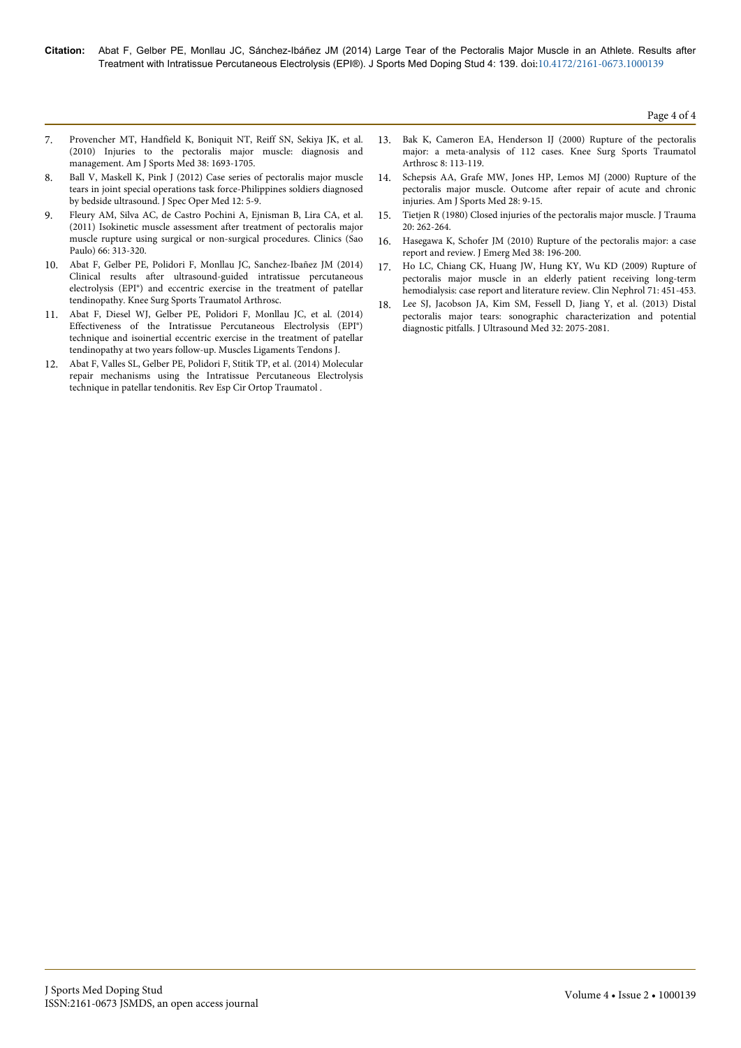7. Provencher MT, Handfield K, Boniquit NT, Reiff SN, Sekiya JK, et al. (2010) Injuries to the pectoralis major muscle: diagnosis and management. Am J Sports Med 38: 1693-1705.
8. Ball V, Maskell K, Pink J (2012) Case series of pectoralis major muscle tears in joint special operations task force-Philippines soldiers diagnosed by bedside ultrasound. J Spec Oper Med 12: 5-9.
9. Fleury AM, Silva AC, de Castro Pochini A, Ejnisman B, Lira CA, et al. (2011) Isokinetic muscle assessment after treatment of pectoralis major muscle rupture using surgical or non-surgical procedures. Clinics (Sao Paulo) 66: 313-320.
10. Abat F, Gelber PE, Polidori F, Monllau JC, Sanchez-Ibañez JM (2014) Clinical results after ultrasound-guided intratissue percutaneous electrolysis (EPI®) and eccentric exercise in the treatment of patellar tendinopathy. Knee Surg Sports Traumatol Arthrosc.
11. Abat F, Diesel WJ, Gelber PE, Polidori F, Monllau JC, et al. (2014) Effectiveness of the Intratissue Percutaneous Electrolysis (EPI®) technique and isoinertial eccentric exercise in the treatment of patellar tendinopathy at two years follow-up. Muscles Ligaments Tendons J.
12. Abat F, Valles SL, Gelber PE, Polidori F, Stitik TP, et al. (2014) Molecular repair mechanisms using the Intratissue Percutaneous Electrolysis technique in patellar tendonitis. Rev Esp Cir Ortop Traumatol .
13. Bak K, Cameron EA, Henderson IJ (2000) Rupture of the pectoralis major: a meta-analysis of 112 cases. Knee Surg Sports Traumatol Arthrosc 8: 113-119.
14. Schepsis AA, Grafe MW, Jones HP, Lemos MJ (2000) Rupture of the pectoralis major muscle. Outcome after repair of acute and chronic injuries. Am J Sports Med 28: 9-15.
15. Tietjen R (1980) Closed injuries of the pectoralis major muscle. J Trauma 20: 262-264.
16. Hasegawa K, Schofer JM (2010) Rupture of the pectoralis major: a case report and review. J Emerg Med 38: 196-200.
17. Ho LC, Chiang CK, Huang JW, Hung KY, Wu KD (2009) Rupture of pectoralis major muscle in an elderly patient receiving long-term hemodialysis: case report and literature review. Clin Nephrol 71: 451-453.
18. Lee SJ, Jacobson JA, Kim SM, Fessell D, Jiang Y, et al. (2013) Distal pectoralis major tears: sonographic characterization and potential diagnostic pitfalls. J Ultrasound Med 32: 2075-2081.